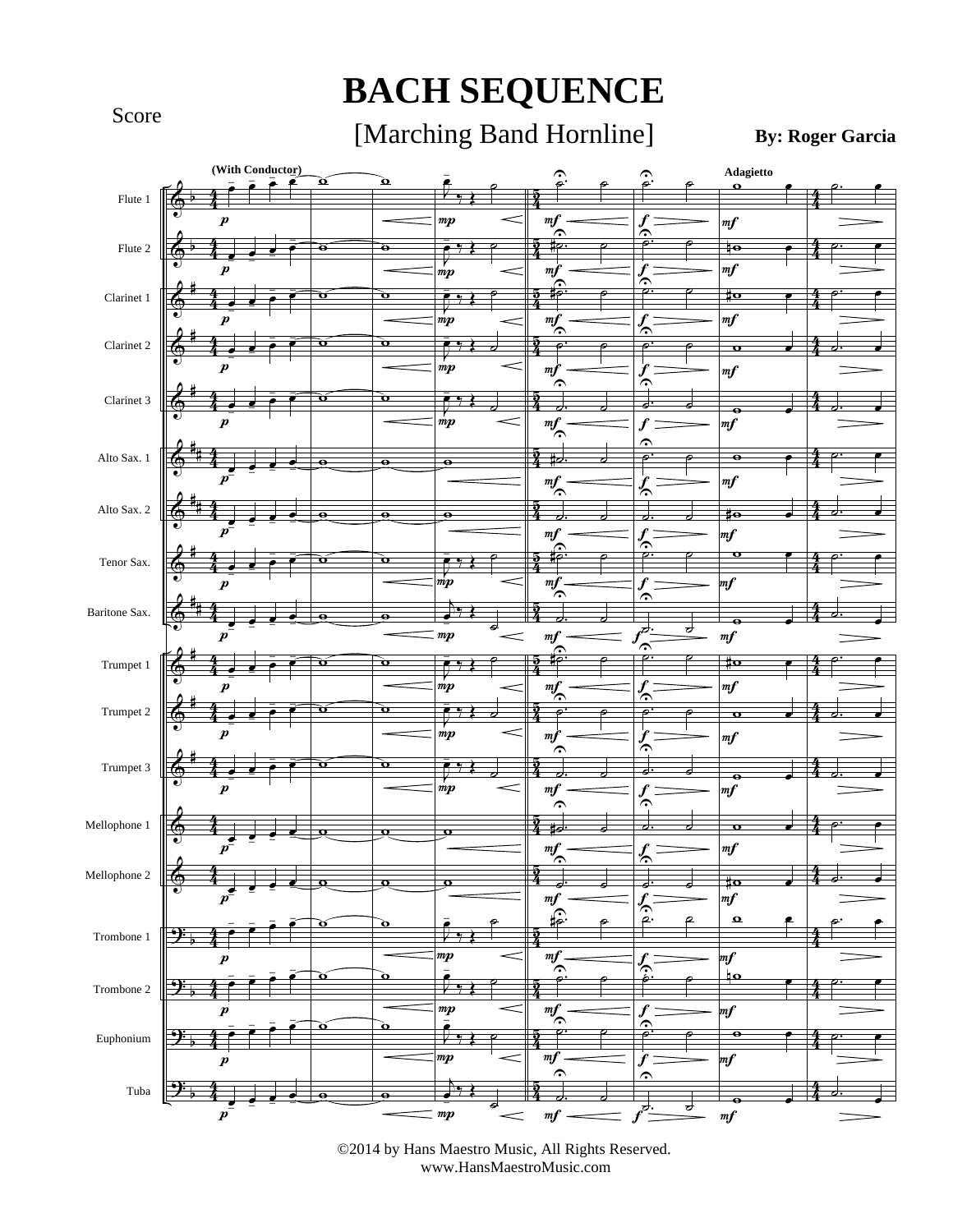Score

# BACH SEQUENCE

## [Marching Band Hornline]

**By: Roger Garcia**

©2014 by Hans Maestro Music, All Rights Reserved.
www.HansMaestroMusic.com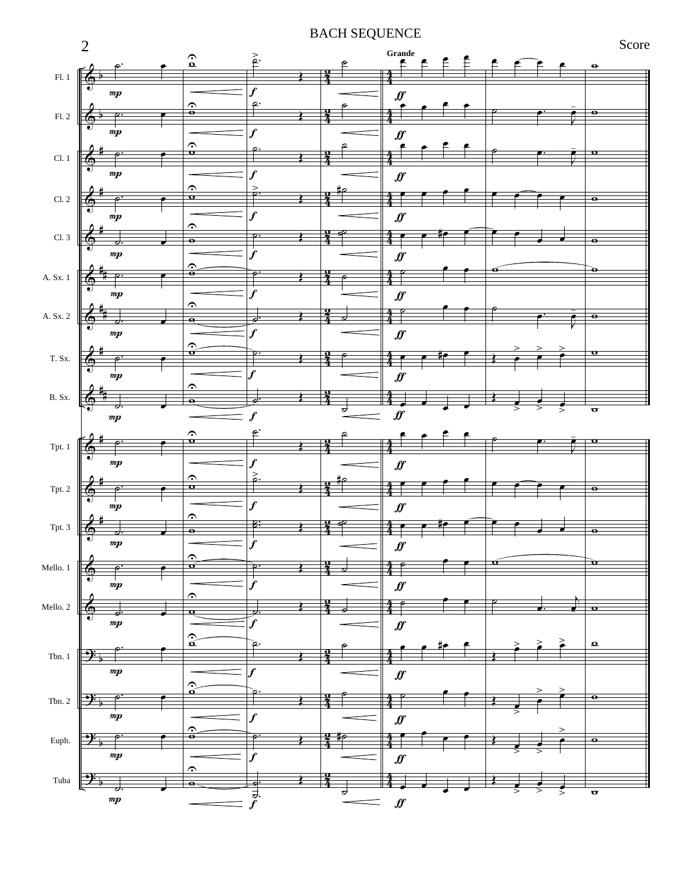BACH SEQUENCE

Score

Grande

Fl. 1

Fl. 2

Cl. 1

Cl. 2

Cl. 3

A. Sx. 1

A. Sx. 2

T. Sx.

B. Sx.

Tpt. 1

Tpt. 2

Tpt. 3

Mello. 1

Mello. 2

Tbn. 1

Tbn. 2

Euph.

Tuba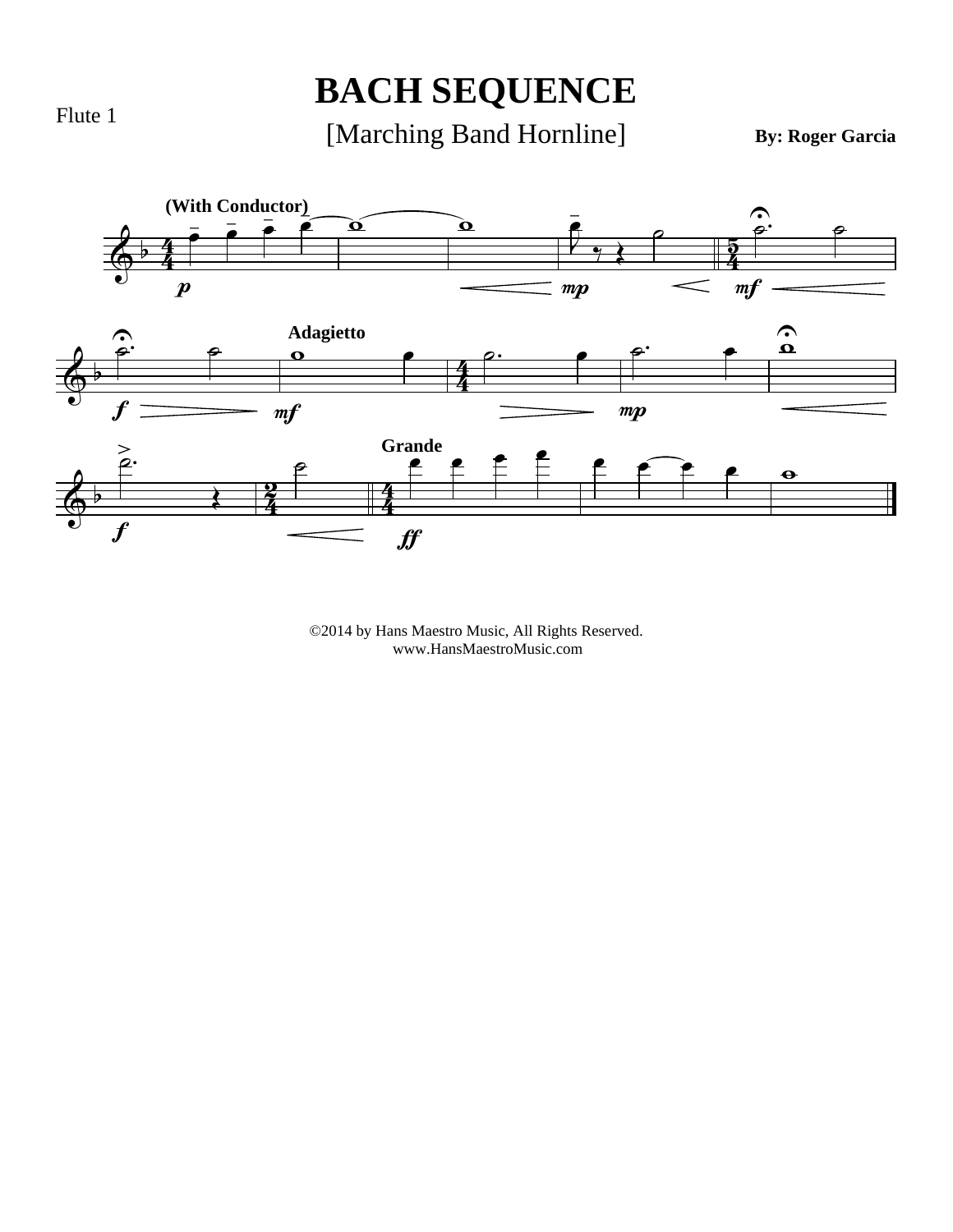Flute 1

# BACH SEQUENCE

[Marching Band Hornline]

**By: Roger Garcia**

©2014 by Hans Maestro Music, All Rights Reserved.
www.HansMaestroMusic.com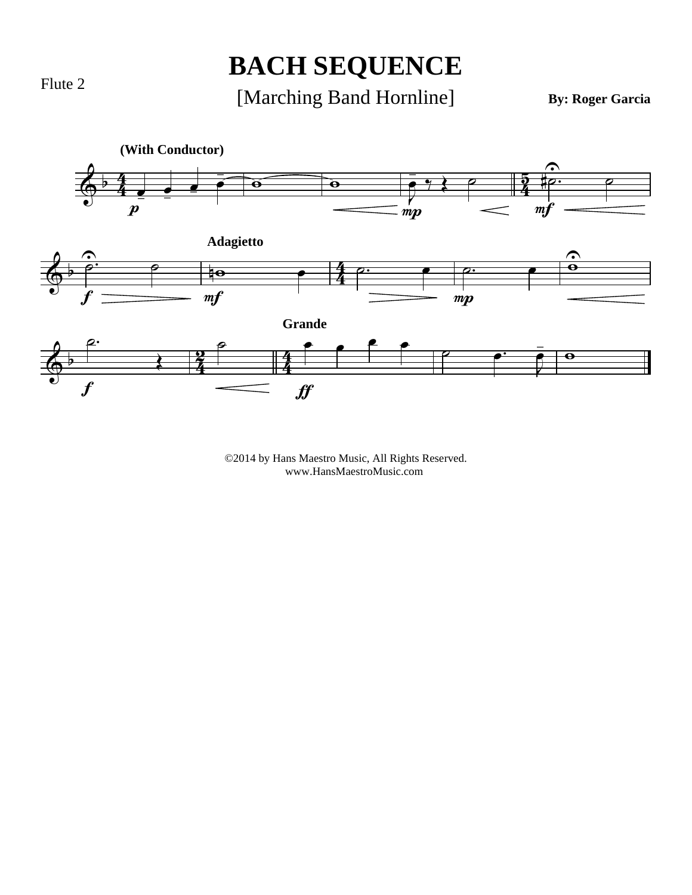Flute 2

# BACH SEQUENCE

[Marching Band Hornline]

**By: Roger Garcia**

©2014 by Hans Maestro Music, All Rights Reserved.
www.HansMaestroMusic.com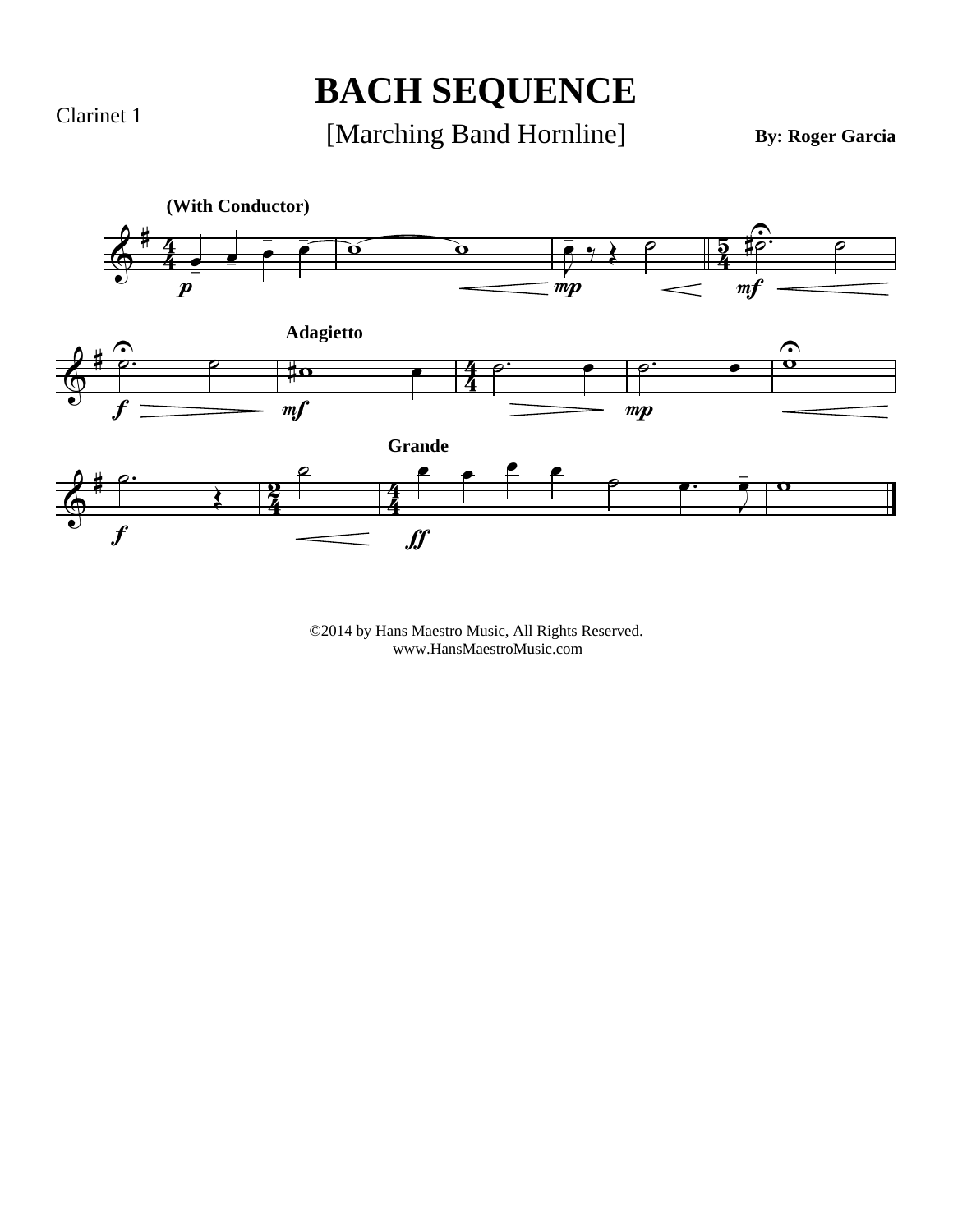Clarinet 1

# BACH SEQUENCE

[Marching Band Hornline]

**By: Roger Garcia**

**(With Conductor)**

**Adagietto**

**Grande**

©2014 by Hans Maestro Music, All Rights Reserved.
www.HansMaestroMusic.com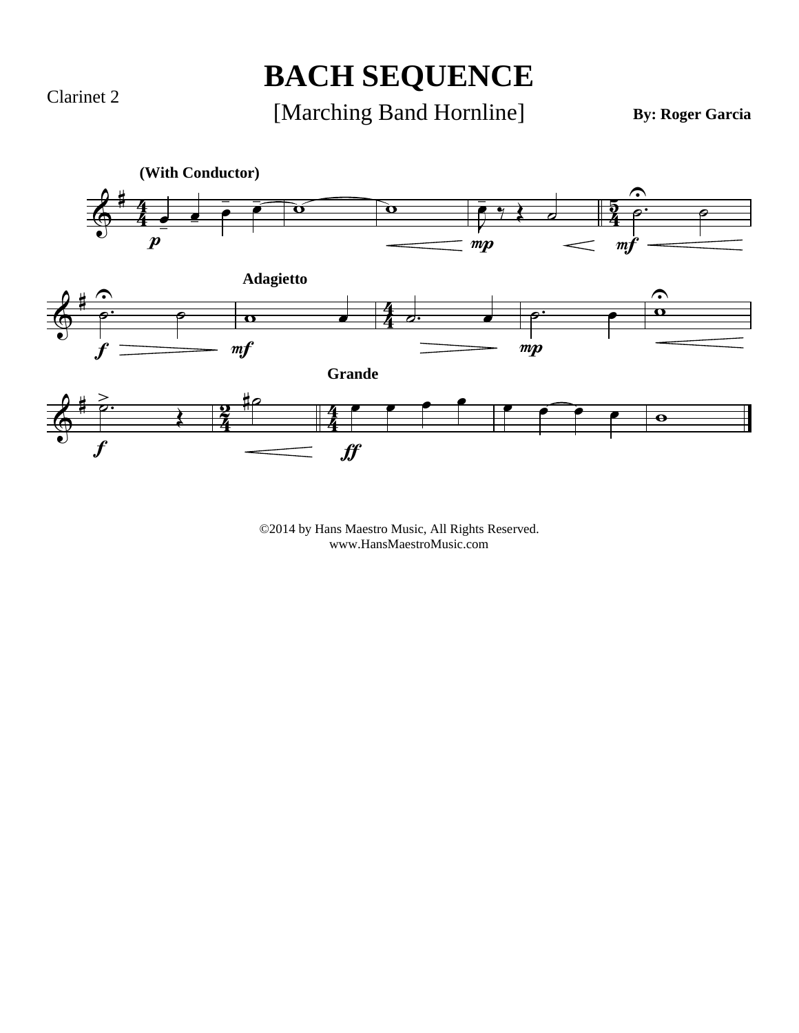Clarinet 2

# BACH SEQUENCE

[Marching Band Hornline]

**By: Roger Garcia**

©2014 by Hans Maestro Music, All Rights Reserved.
www.HansMaestroMusic.com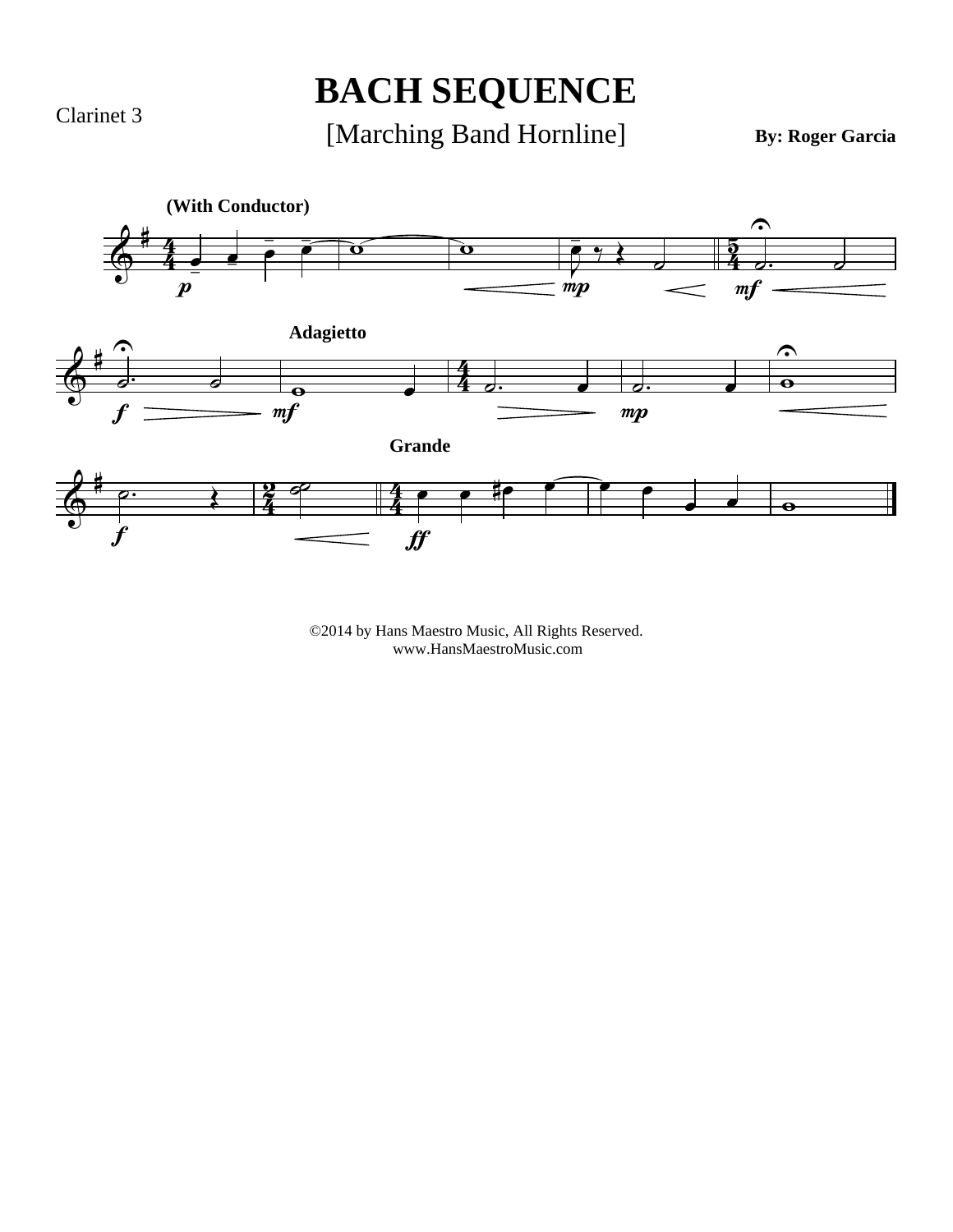Clarinet 3

# BACH SEQUENCE

[Marching Band Hornline]

**By: Roger Garcia**

©2014 by Hans Maestro Music, All Rights Reserved.
www.HansMaestroMusic.com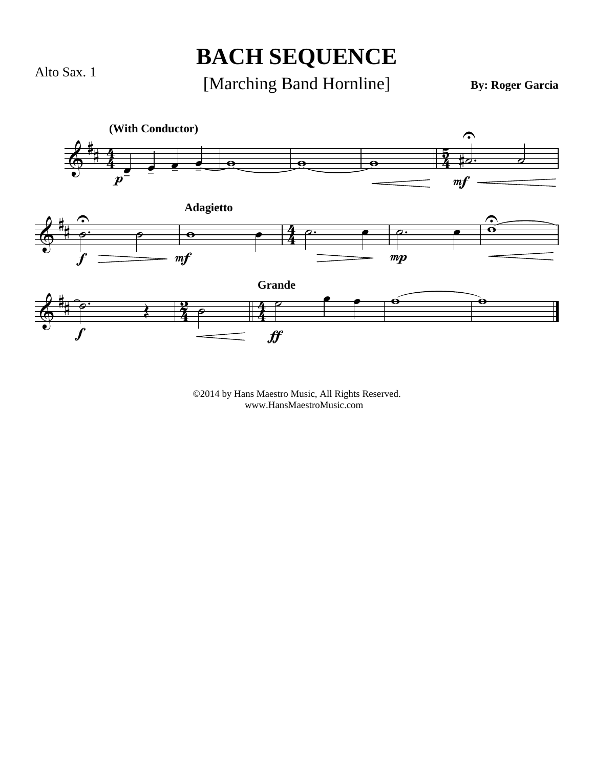Alto Sax. 1

# BACH SEQUENCE

[Marching Band Hornline]

**By: Roger Garcia**

©2014 by Hans Maestro Music, All Rights Reserved.
www.HansMaestroMusic.com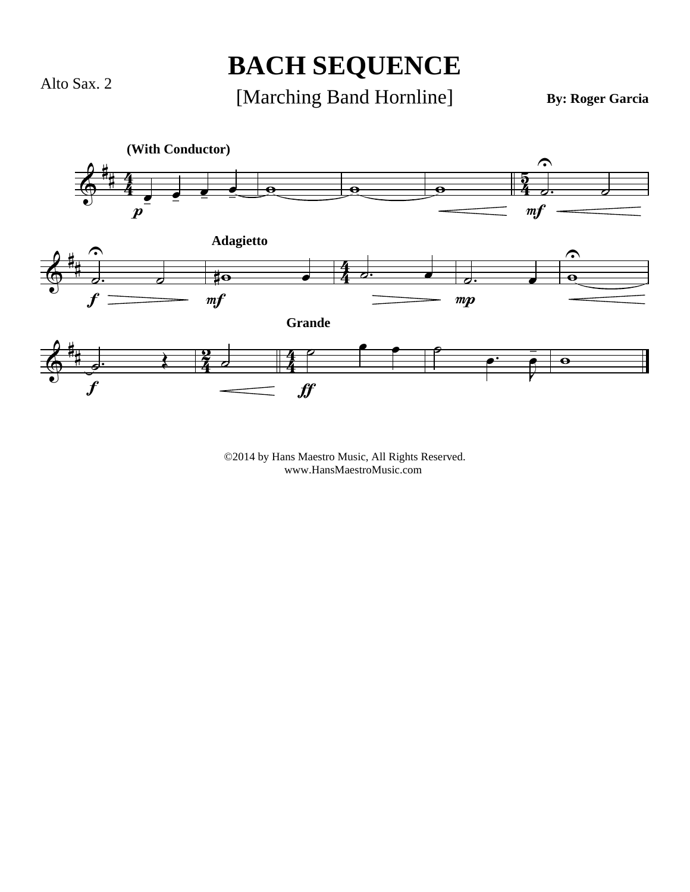Alto Sax. 2

# BACH SEQUENCE

[Marching Band Hornline]

**By: Roger Garcia**

**(With Conductor)**

**Adagietto**

**Grande**

©2014 by Hans Maestro Music, All Rights Reserved.
www.HansMaestroMusic.com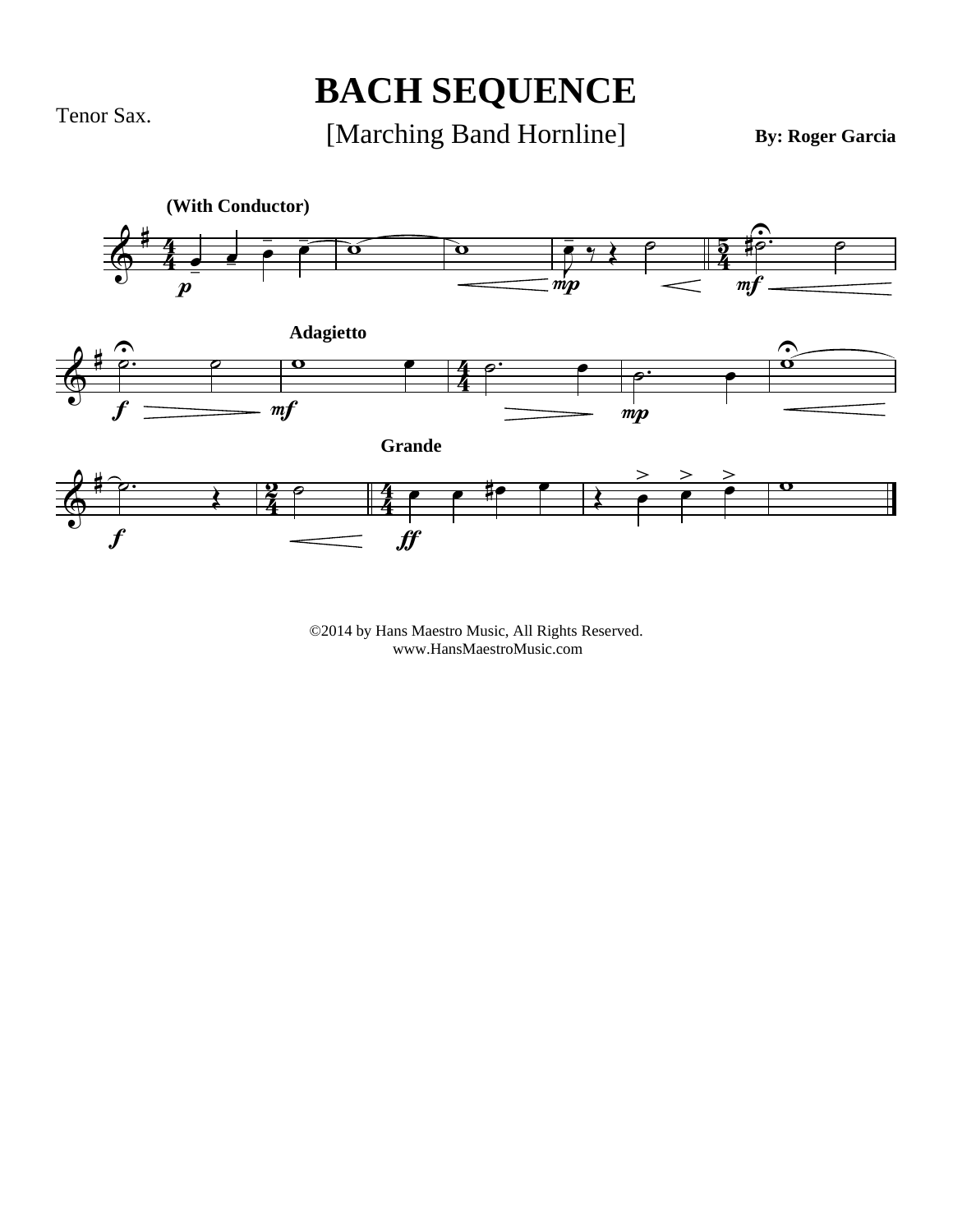Tenor Sax.

# BACH SEQUENCE

[Marching Band Hornline]

**By: Roger Garcia**

**(With Conductor)**

**Adagietto**

**Grande**

©2014 by Hans Maestro Music, All Rights Reserved.
www.HansMaestroMusic.com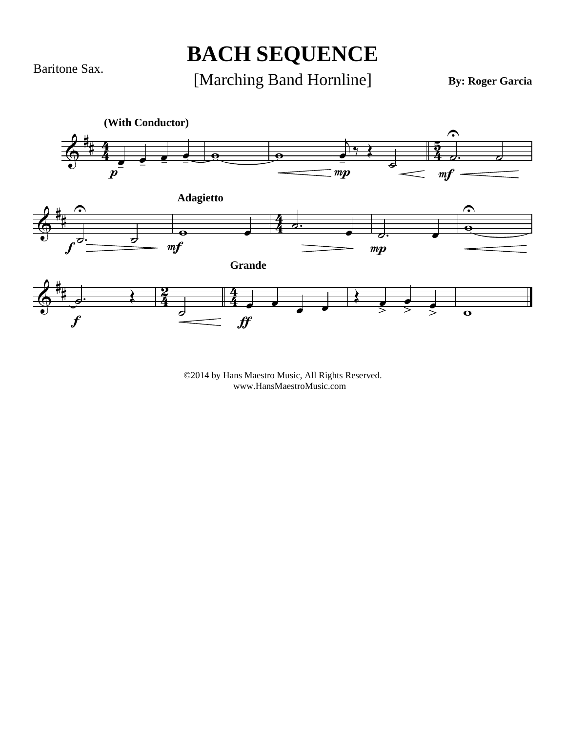Baritone Sax.

# BACH SEQUENCE

[Marching Band Hornline]

**By: Roger Garcia**

©2014 by Hans Maestro Music, All Rights Reserved.
www.HansMaestroMusic.com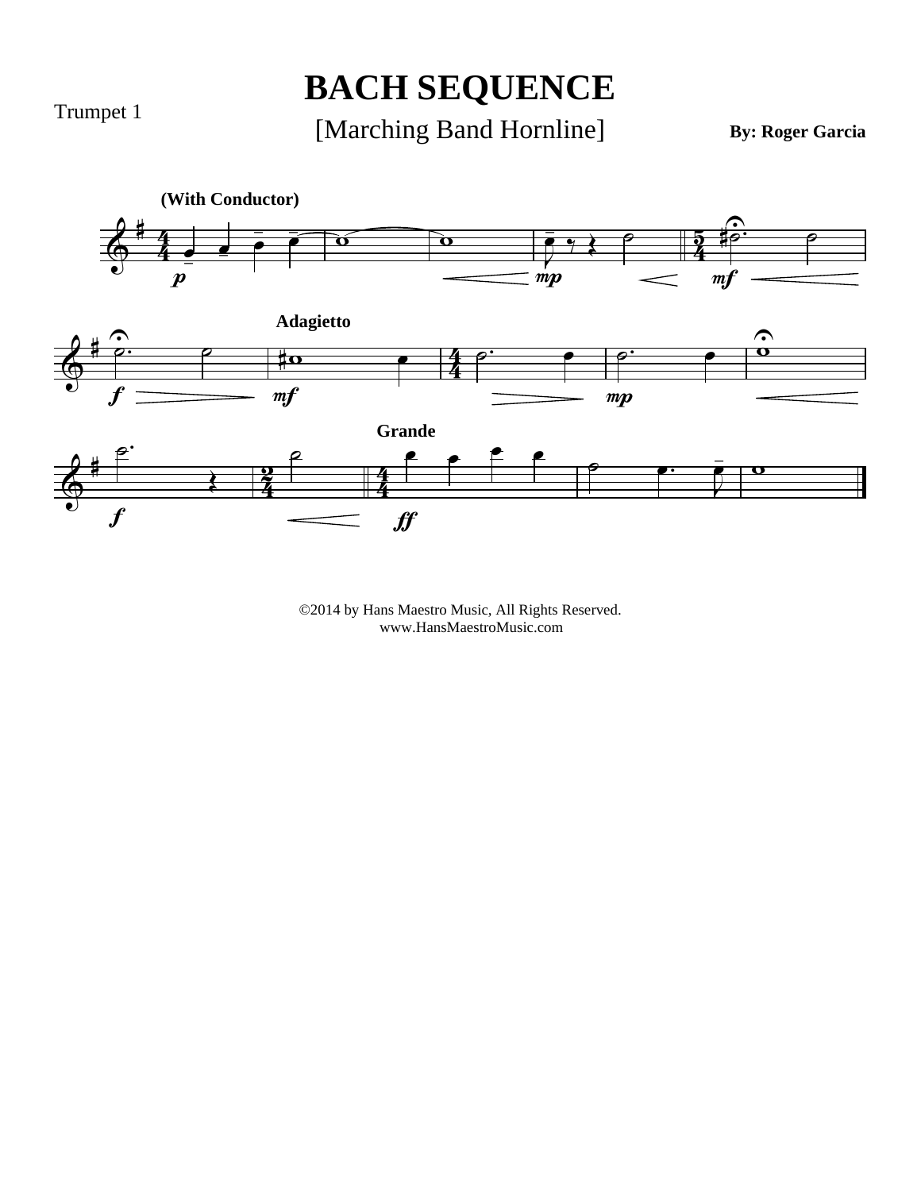Trumpet 1

# BACH SEQUENCE

[Marching Band Hornline]

**By: Roger Garcia**

©2014 by Hans Maestro Music, All Rights Reserved.
www.HansMaestroMusic.com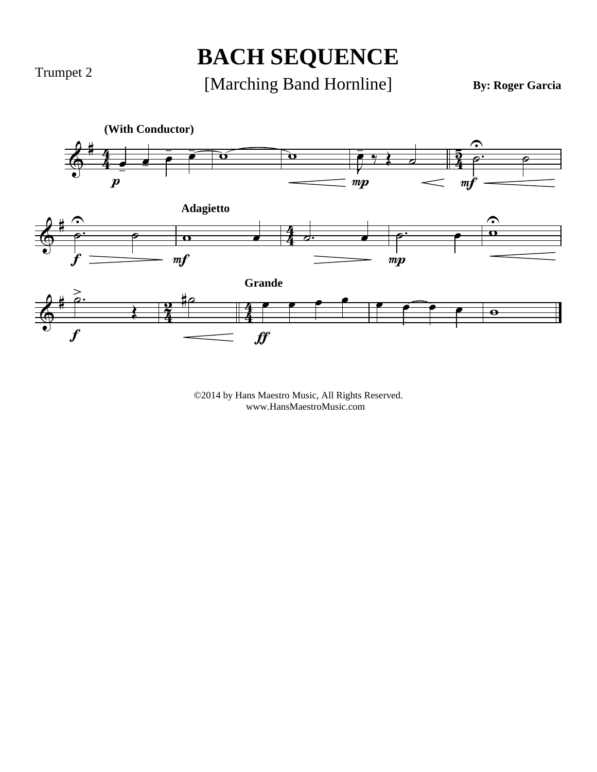Trumpet 2

# BACH SEQUENCE

[Marching Band Hornline]

**By: Roger Garcia**

©2014 by Hans Maestro Music, All Rights Reserved.
www.HansMaestroMusic.com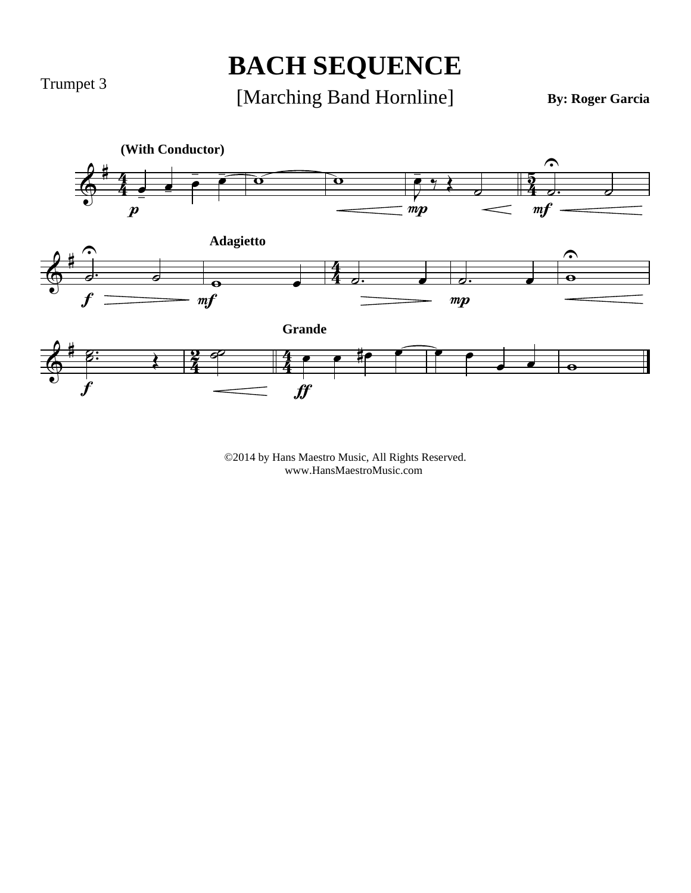Trumpet 3

# BACH SEQUENCE

[Marching Band Hornline]

**By: Roger Garcia**

©2014 by Hans Maestro Music, All Rights Reserved.
www.HansMaestroMusic.com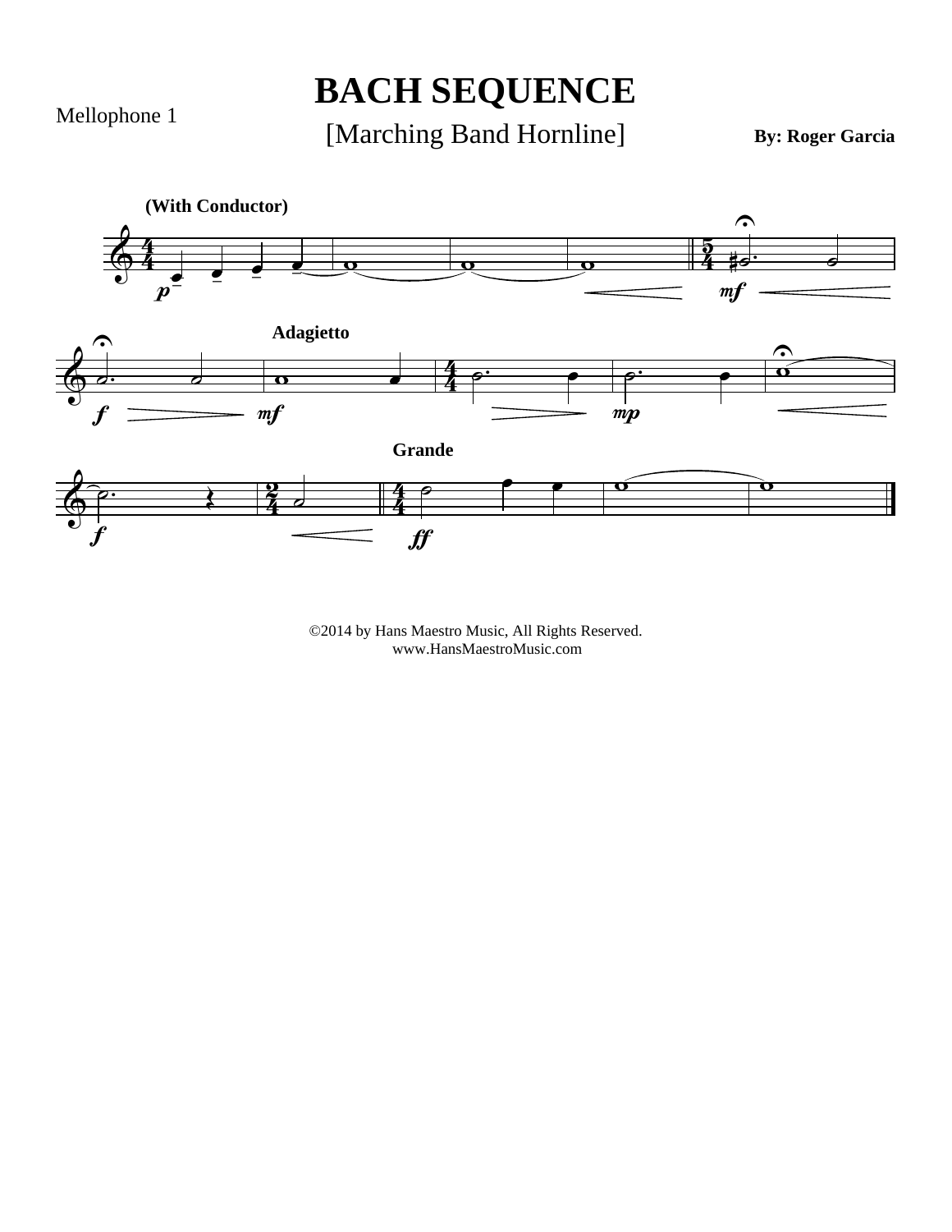Mellophone 1

# BACH SEQUENCE

[Marching Band Hornline]

**By: Roger Garcia**

**(With Conductor)**

**Adagietto**

**Grande**

©2014 by Hans Maestro Music, All Rights Reserved.
www.HansMaestroMusic.com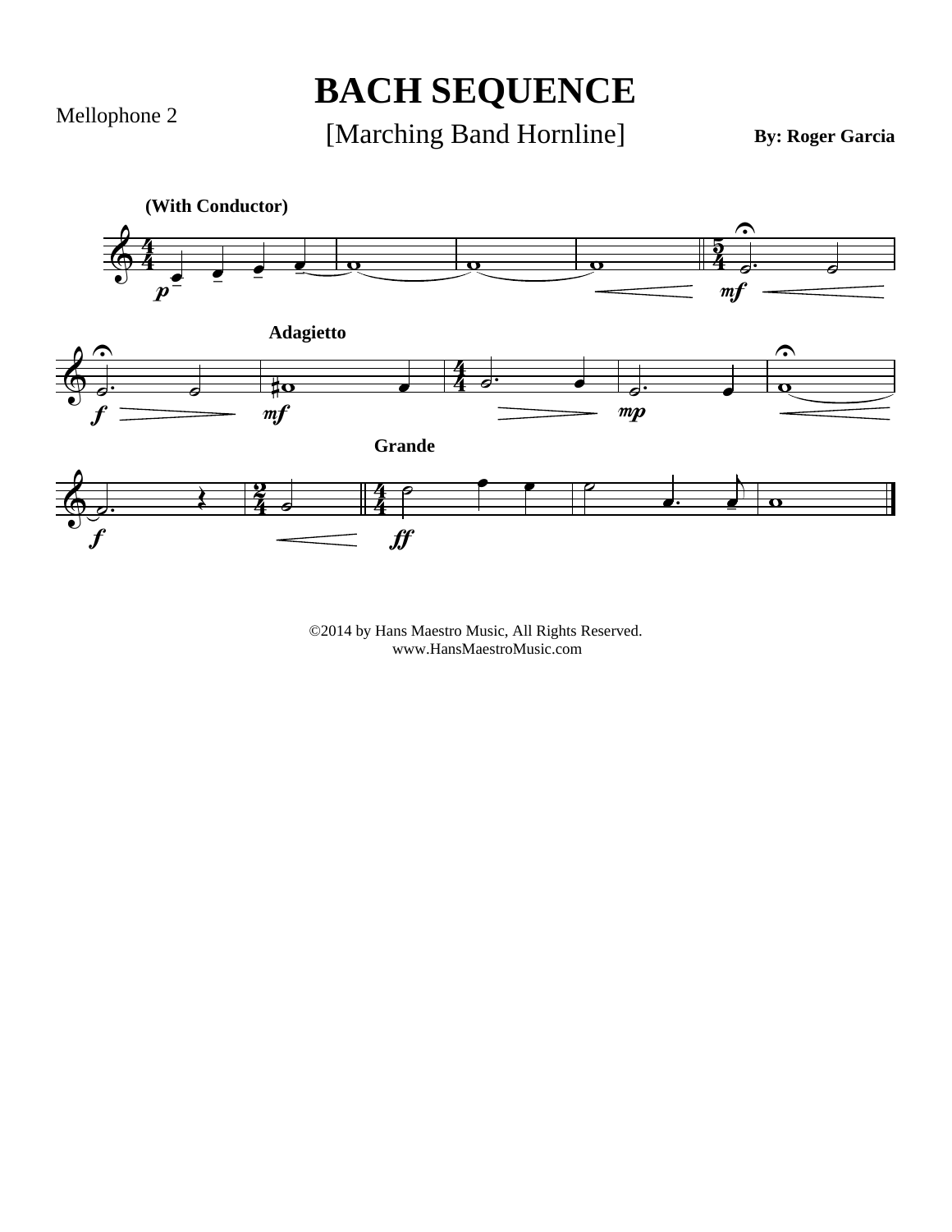Mellophone 2

# BACH SEQUENCE

[Marching Band Hornline]

**By: Roger Garcia**

**(With Conductor)**

**Adagietto**

**Grande**

©2014 by Hans Maestro Music, All Rights Reserved.
www.HansMaestroMusic.com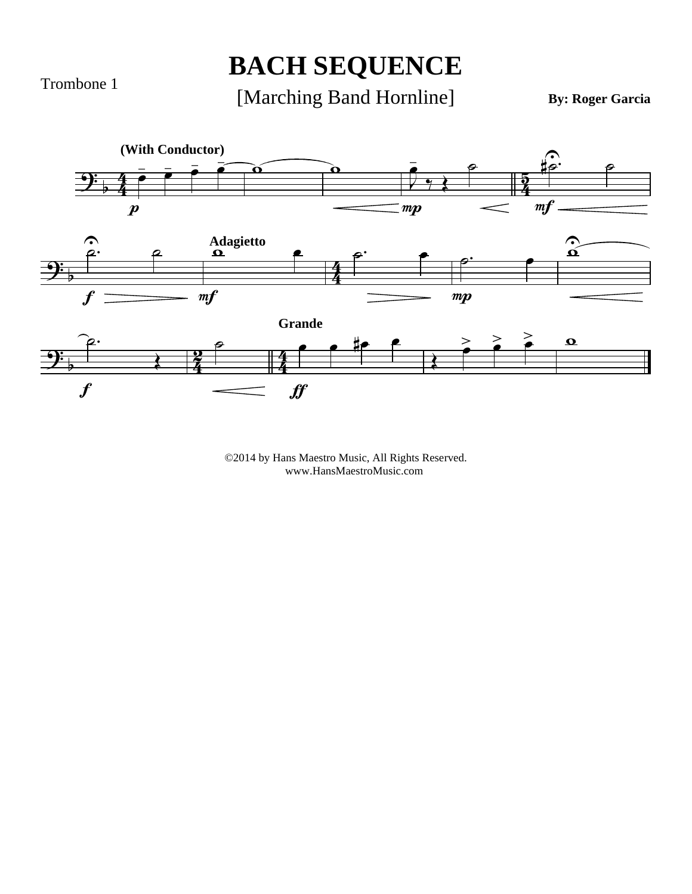Trombone 1

# BACH SEQUENCE

[Marching Band Hornline]

**By: Roger Garcia**

©2014 by Hans Maestro Music, All Rights Reserved.
www.HansMaestroMusic.com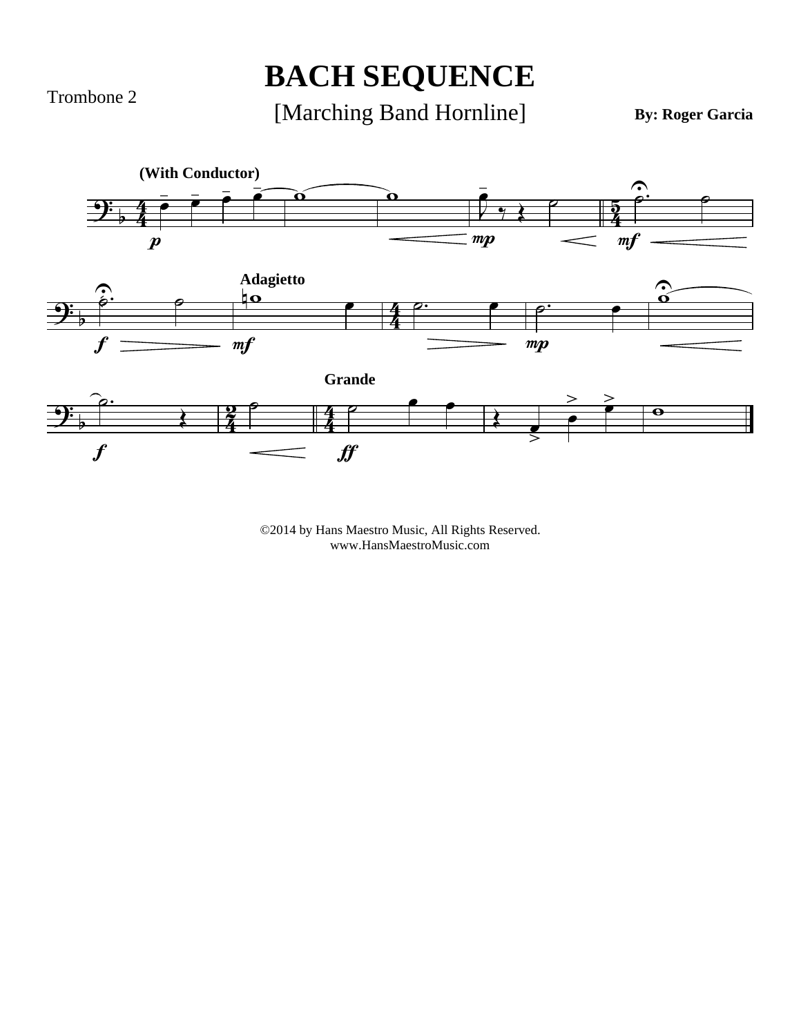Trombone 2

# BACH SEQUENCE

[Marching Band Hornline]

**By: Roger Garcia**

**(With Conductor)**

**Adagietto**

**Grande**

©2014 by Hans Maestro Music, All Rights Reserved.
www.HansMaestroMusic.com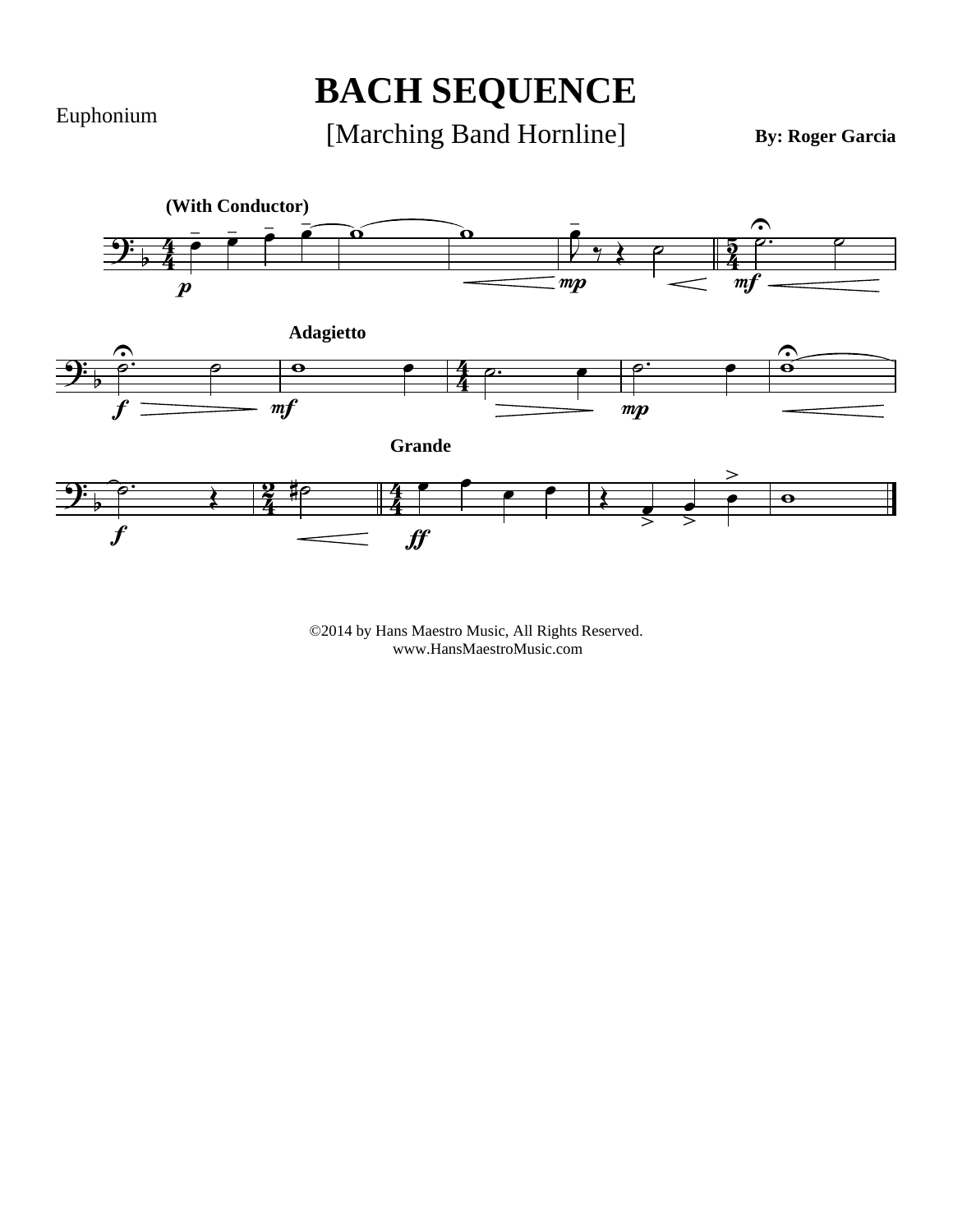Euphonium

# BACH SEQUENCE

[Marching Band Hornline]

**By: Roger Garcia**

©2014 by Hans Maestro Music, All Rights Reserved.
www.HansMaestroMusic.com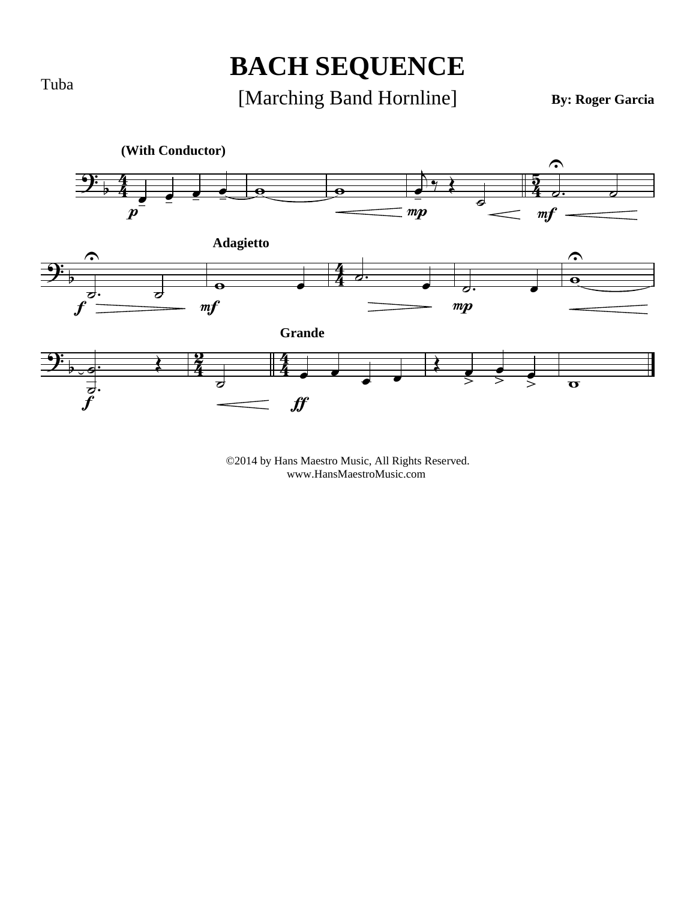Tuba

# BACH SEQUENCE

[Marching Band Hornline]

**By: Roger Garcia**

**(With Conductor)**

**Adagietto**

**Grande**

©2014 by Hans Maestro Music, All Rights Reserved.
www.HansMaestroMusic.com